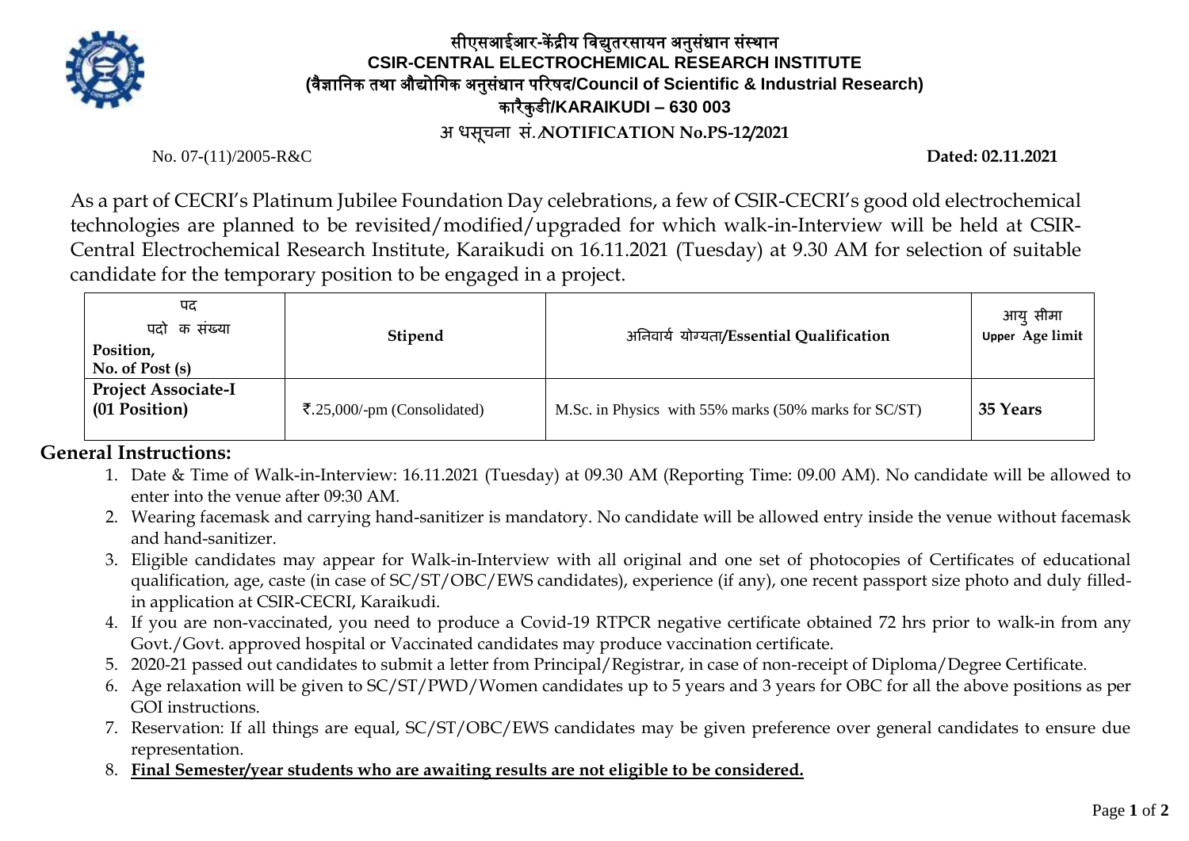# सीएसआईआर-केंद्रीय विद्युतरसायन अनुसंधान संस्थान
# CSIR-CENTRAL ELECTROCHEMICAL RESEARCH INSTITUTE
## (वैज्ञानिक तथा औद्योगिक अनुसंधान परिषद/Council of Scientific & Industrial Research)
## कारैकुडी/KARAIKUDI – 630 003
## अ धसूचना सं./NOTIFICATION No.PS-12/2021

No. 07-(11)/2005-R&C **Dated: 02.11.2021**

As a part of CECRI's Platinum Jubilee Foundation Day celebrations, a few of CSIR-CECRI's good old electrochemical technologies are planned to be revisited/modified/upgraded for which walk-in-Interview will be held at CSIR-Central Electrochemical Research Institute, Karaikudi on 16.11.2021 (Tuesday) at 9.30 AM for selection of suitable candidate for the temporary position to be engaged in a project.

| पद<br>पदो क संख्या<br>**Position,<br>No. of Post (s)** | **Stipend** | अनिवार्य योग्यता/**Essential Qualification** | आयु सीमा<br>**Upper Age limit** |
|---|---|---|---|
| **Project Associate-I<br>(01 Position)** | ₹.25,000/-pm (Consolidated) | M.Sc. in Physics with 55% marks (50% marks for SC/ST) | **35 Years** |

## General Instructions:

1. Date & Time of Walk-in-Interview: 16.11.2021 (Tuesday) at 09.30 AM (Reporting Time: 09.00 AM). No candidate will be allowed to enter into the venue after 09:30 AM.
2. Wearing facemask and carrying hand-sanitizer is mandatory. No candidate will be allowed entry inside the venue without facemask and hand-sanitizer.
3. Eligible candidates may appear for Walk-in-Interview with all original and one set of photocopies of Certificates of educational qualification, age, caste (in case of SC/ST/OBC/EWS candidates), experience (if any), one recent passport size photo and duly filled-in application at CSIR-CECRI, Karaikudi.
4. If you are non-vaccinated, you need to produce a Covid-19 RTPCR negative certificate obtained 72 hrs prior to walk-in from any Govt./Govt. approved hospital or Vaccinated candidates may produce vaccination certificate.
5. 2020-21 passed out candidates to submit a letter from Principal/Registrar, in case of non-receipt of Diploma/Degree Certificate.
6. Age relaxation will be given to SC/ST/PWD/Women candidates up to 5 years and 3 years for OBC for all the above positions as per GOI instructions.
7. Reservation: If all things are equal, SC/ST/OBC/EWS candidates may be given preference over general candidates to ensure due representation.
8. **Final Semester/year students who are awaiting results are not eligible to be considered.**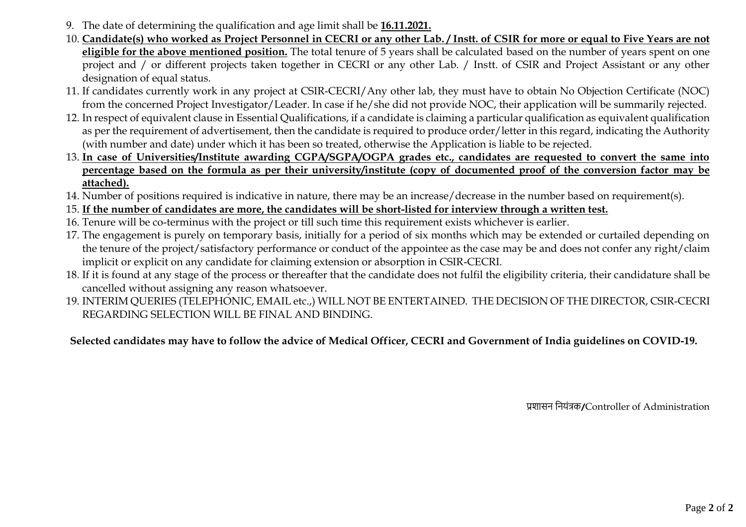9. The date of determining the qualification and age limit shall be **16.11.2021.**
10. **Candidate(s) who worked as Project Personnel in CECRI or any other Lab. / Instt. of CSIR for more or equal to Five Years are not eligible for the above mentioned position.** The total tenure of 5 years shall be calculated based on the number of years spent on one project and / or different projects taken together in CECRI or any other Lab. / Instt. of CSIR and Project Assistant or any other designation of equal status.
11. If candidates currently work in any project at CSIR-CECRI/Any other lab, they must have to obtain No Objection Certificate (NOC) from the concerned Project Investigator/Leader. In case if he/she did not provide NOC, their application will be summarily rejected.
12. In respect of equivalent clause in Essential Qualifications, if a candidate is claiming a particular qualification as equivalent qualification as per the requirement of advertisement, then the candidate is required to produce order/letter in this regard, indicating the Authority (with number and date) under which it has been so treated, otherwise the Application is liable to be rejected.
13. **In case of Universities/Institute awarding CGPA/SGPA/OGPA grades etc., candidates are requested to convert the same into percentage based on the formula as per their university/institute (copy of documented proof of the conversion factor may be attached).**
14. Number of positions required is indicative in nature, there may be an increase/decrease in the number based on requirement(s).
15. **If the number of candidates are more, the candidates will be short-listed for interview through a written test.**
16. Tenure will be co-terminus with the project or till such time this requirement exists whichever is earlier.
17. The engagement is purely on temporary basis, initially for a period of six months which may be extended or curtailed depending on the tenure of the project/satisfactory performance or conduct of the appointee as the case may be and does not confer any right/claim implicit or explicit on any candidate for claiming extension or absorption in CSIR-CECRI.
18. If it is found at any stage of the process or thereafter that the candidate does not fulfil the eligibility criteria, their candidature shall be cancelled without assigning any reason whatsoever.
19. INTERIM QUERIES (TELEPHONIC, EMAIL etc.,) WILL NOT BE ENTERTAINED. THE DECISION OF THE DIRECTOR, CSIR-CECRI REGARDING SELECTION WILL BE FINAL AND BINDING.

**Selected candidates may have to follow the advice of Medical Officer, CECRI and Government of India guidelines on COVID-19.**

प्रशासन नियंत्रक/Controller of Administration